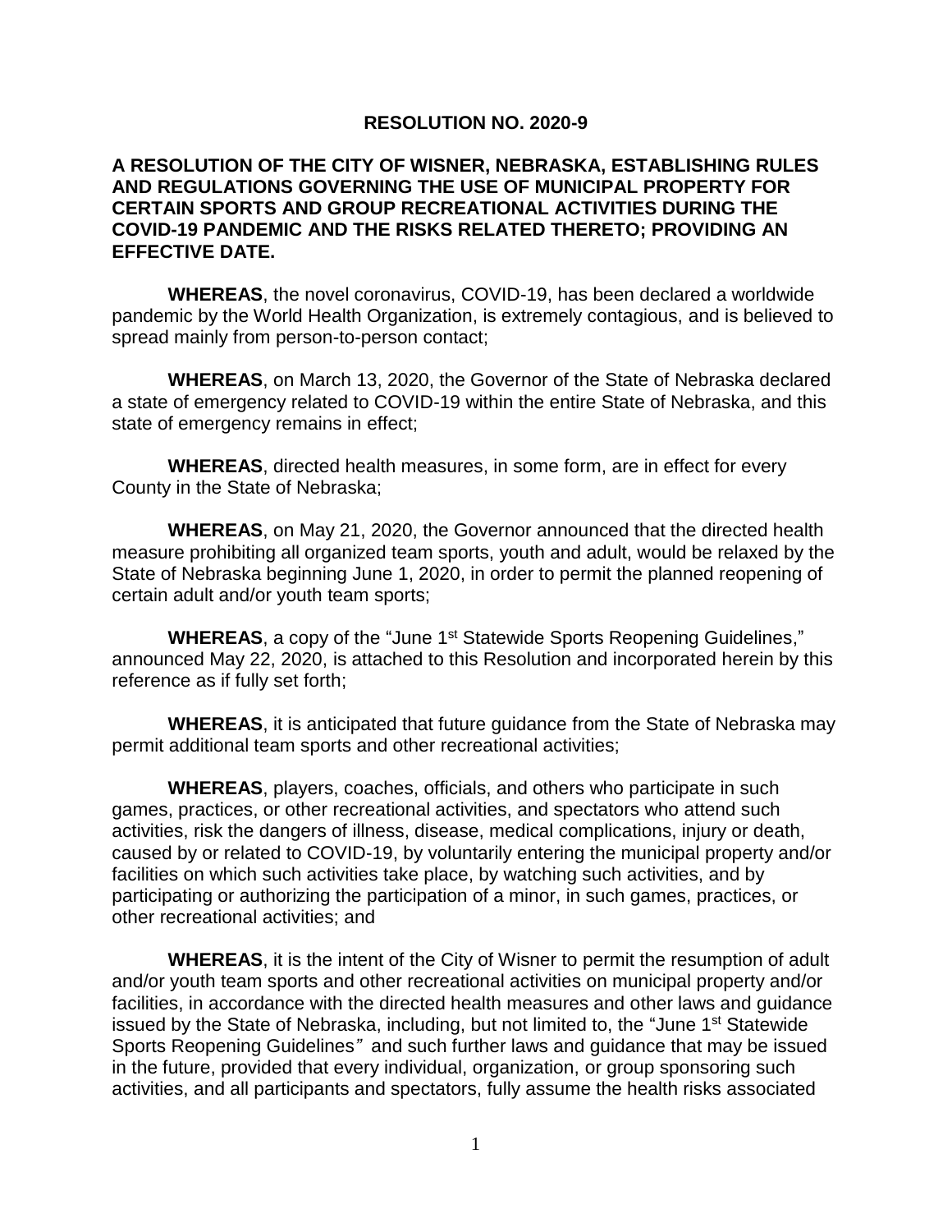**RESOLUTION NO. 2020-9**

**A RESOLUTION OF THE CITY OF WISNER, NEBRASKA, ESTABLISHING RULES AND REGULATIONS GOVERNING THE USE OF MUNICIPAL PROPERTY FOR CERTAIN SPORTS AND GROUP RECREATIONAL ACTIVITIES DURING THE COVID-19 PANDEMIC AND THE RISKS RELATED THERETO; PROVIDING AN EFFECTIVE DATE.**

**WHEREAS**, the novel coronavirus, COVID-19, has been declared a worldwide pandemic by the World Health Organization, is extremely contagious, and is believed to spread mainly from person-to-person contact;

**WHEREAS**, on March 13, 2020, the Governor of the State of Nebraska declared a state of emergency related to COVID-19 within the entire State of Nebraska, and this state of emergency remains in effect;

**WHEREAS**, directed health measures, in some form, are in effect for every County in the State of Nebraska;

**WHEREAS**, on May 21, 2020, the Governor announced that the directed health measure prohibiting all organized team sports, youth and adult, would be relaxed by the State of Nebraska beginning June 1, 2020, in order to permit the planned reopening of certain adult and/or youth team sports;

**WHEREAS**, a copy of the "June 1st Statewide Sports Reopening Guidelines," announced May 22, 2020, is attached to this Resolution and incorporated herein by this reference as if fully set forth;

**WHEREAS**, it is anticipated that future guidance from the State of Nebraska may permit additional team sports and other recreational activities;

**WHEREAS**, players, coaches, officials, and others who participate in such games, practices, or other recreational activities, and spectators who attend such activities, risk the dangers of illness, disease, medical complications, injury or death, caused by or related to COVID-19, by voluntarily entering the municipal property and/or facilities on which such activities take place, by watching such activities, and by participating or authorizing the participation of a minor, in such games, practices, or other recreational activities; and

**WHEREAS**, it is the intent of the City of Wisner to permit the resumption of adult and/or youth team sports and other recreational activities on municipal property and/or facilities, in accordance with the directed health measures and other laws and guidance issued by the State of Nebraska, including, but not limited to, the "June 1st Statewide Sports Reopening Guidelines" and such further laws and guidance that may be issued in the future, provided that every individual, organization, or group sponsoring such activities, and all participants and spectators, fully assume the health risks associated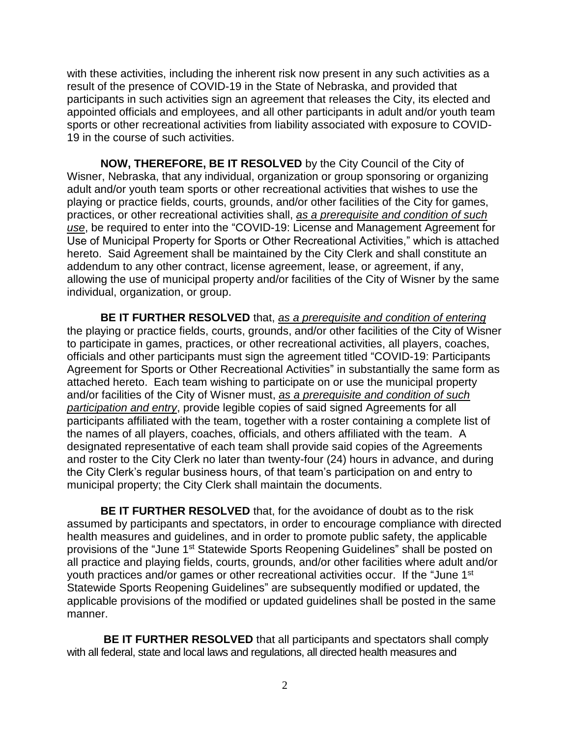with these activities, including the inherent risk now present in any such activities as a result of the presence of COVID-19 in the State of Nebraska, and provided that participants in such activities sign an agreement that releases the City, its elected and appointed officials and employees, and all other participants in adult and/or youth team sports or other recreational activities from liability associated with exposure to COVID-19 in the course of such activities.

**NOW, THEREFORE, BE IT RESOLVED** by the City Council of the City of Wisner, Nebraska, that any individual, organization or group sponsoring or organizing adult and/or youth team sports or other recreational activities that wishes to use the playing or practice fields, courts, grounds, and/or other facilities of the City for games, practices, or other recreational activities shall, *as a prerequisite and condition of such use*, be required to enter into the "COVID-19: License and Management Agreement for Use of Municipal Property for Sports or Other Recreational Activities," which is attached hereto. Said Agreement shall be maintained by the City Clerk and shall constitute an addendum to any other contract, license agreement, lease, or agreement, if any, allowing the use of municipal property and/or facilities of the City of Wisner by the same individual, organization, or group.

**BE IT FURTHER RESOLVED** that, *as a prerequisite and condition of entering* the playing or practice fields, courts, grounds, and/or other facilities of the City of Wisner to participate in games, practices, or other recreational activities, all players, coaches, officials and other participants must sign the agreement titled "COVID-19: Participants Agreement for Sports or Other Recreational Activities" in substantially the same form as attached hereto. Each team wishing to participate on or use the municipal property and/or facilities of the City of Wisner must, *as a prerequisite and condition of such participation and entry*, provide legible copies of said signed Agreements for all participants affiliated with the team, together with a roster containing a complete list of the names of all players, coaches, officials, and others affiliated with the team. A designated representative of each team shall provide said copies of the Agreements and roster to the City Clerk no later than twenty-four (24) hours in advance, and during the City Clerk's regular business hours, of that team's participation on and entry to municipal property; the City Clerk shall maintain the documents.

**BE IT FURTHER RESOLVED** that, for the avoidance of doubt as to the risk assumed by participants and spectators, in order to encourage compliance with directed health measures and guidelines, and in order to promote public safety, the applicable provisions of the "June 1st Statewide Sports Reopening Guidelines" shall be posted on all practice and playing fields, courts, grounds, and/or other facilities where adult and/or youth practices and/or games or other recreational activities occur. If the "June 1st Statewide Sports Reopening Guidelines" are subsequently modified or updated, the applicable provisions of the modified or updated guidelines shall be posted in the same manner.

**BE IT FURTHER RESOLVED** that all participants and spectators shall comply with all federal, state and local laws and regulations, all directed health measures and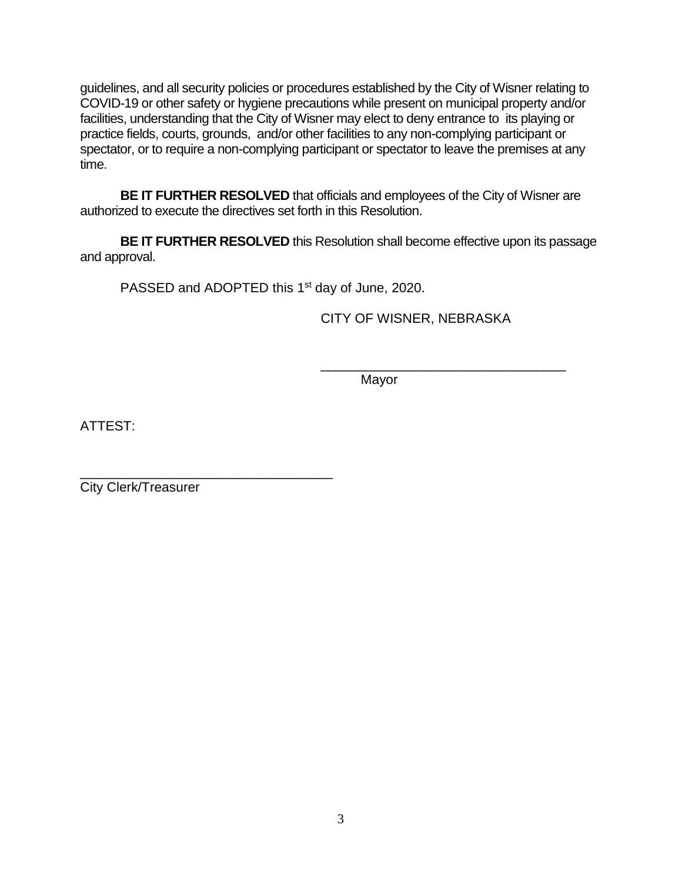guidelines, and all security policies or procedures established by the City of Wisner relating to COVID-19 or other safety or hygiene precautions while present on municipal property and/or facilities, understanding that the City of Wisner may elect to deny entrance to its playing or practice fields, courts, grounds, and/or other facilities to any non-complying participant or spectator, or to require a non-complying participant or spectator to leave the premises at any time.

**BE IT FURTHER RESOLVED** that officials and employees of the City of Wisner are authorized to execute the directives set forth in this Resolution.

**BE IT FURTHER RESOLVED** this Resolution shall become effective upon its passage and approval.

PASSED and ADOPTED this 1st day of June, 2020.

CITY OF WISNER, NEBRASKA

_________________________________
Mayor

ATTEST:

_________________________________
City Clerk/Treasurer